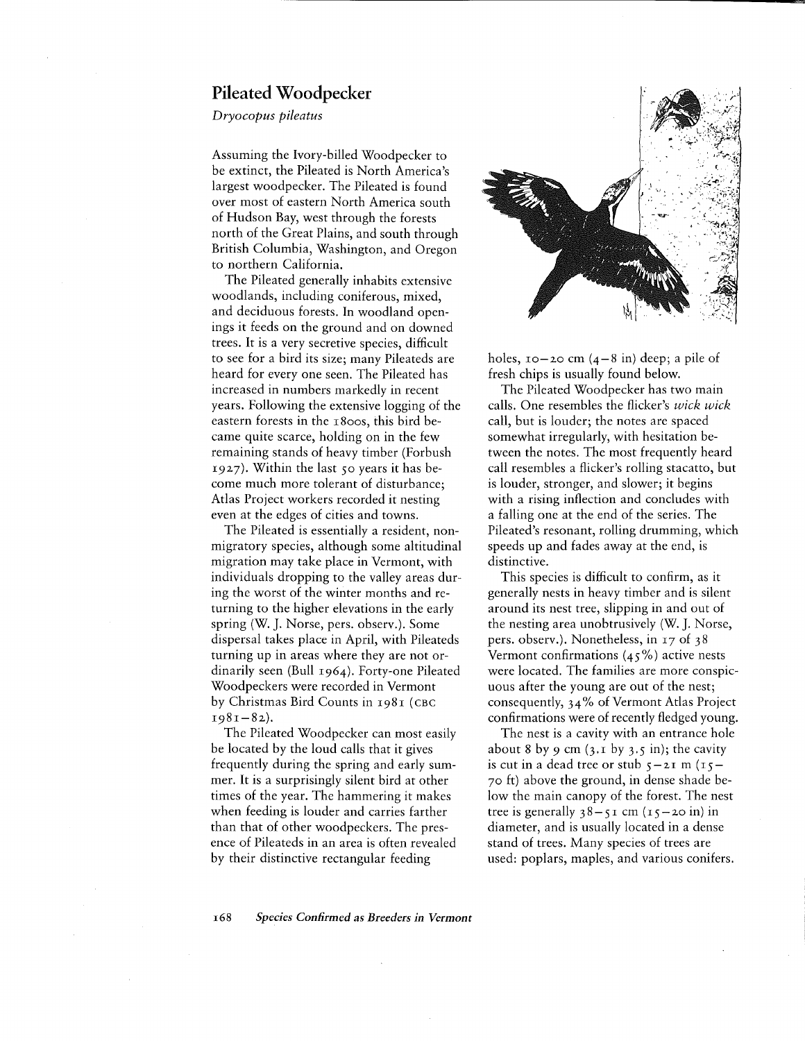## Pileated Woodpecker

*Dryocopus pileatus*

Assuming the Ivory-billed Woodpecker to be extinct, the Pileated is North America's largest woodpecker. The Pileated is found over most of eastern North America south of Hudson Bay, west through the forests north of the Great Plains, and south through British Columbia, Washington, and Oregon to northern California.

The Pileated generally inhabits extensive woodlands, including coniferous, mixed, and deciduous forests. In woodland openings it feeds on the ground and on downed trees. It is a very secretive species, difficult to see for a bird its size; many Pileateds are heard for every one seen. The Pileated has increased in numbers markedly in recent years. Following the extensive logging of the eastern forests in the 1800s, this bird became quite scarce, holding on in the few remaining stands of heavy timber (Forbush 1927). Within the last 50 years it has become much more tolerant of disturbance; Atlas Project workers recorded it nesting even at the edges of cities and towns.

The Pileated is essentially a resident, nonmigratory species, although some altitudinal migration may take place in Vermont, with individuals dropping to the valley areas during the worst of the winter months and returning to the higher elevations in the early spring (W. J. Norse, pers. observ.). Some dispersal takes place in April, with Pileateds turning up in areas where they are not ordinarily seen (Bull 1964). Forty-one Pileated Woodpeckers were recorded in Vermont by Christmas Bird Counts in 1981 (CBC 1981–82).

The Pileated Woodpecker can most easily be located by the loud calls that it gives frequently during the spring and early summer. It is a surprisingly silent bird at other times of the year. The hammering it makes when feeding is louder and carries farther than that of other woodpeckers. The presence of Pileateds in an area is often revealed by their distinctive rectangular feeding holes, 10–20 cm (4–8 in) deep; a pile of fresh chips is usually found below.

The Pileated Woodpecker has two main calls. One resembles the flicker's *wick wick* call, but is louder; the notes are spaced somewhat irregularly, with hesitation between the notes. The most frequently heard call resembles a flicker's rolling stacatto, but is louder, stronger, and slower; it begins with a rising inflection and concludes with a falling one at the end of the series. The Pileated's resonant, rolling drumming, which speeds up and fades away at the end, is distinctive.

This species is difficult to confirm, as it generally nests in heavy timber and is silent around its nest tree, slipping in and out of the nesting area unobtrusively (W. J. Norse, pers. observ.). Nonetheless, in 17 of 38 Vermont confirmations (45%) active nests were located. The families are more conspicuous after the young are out of the nest; consequently, 34% of Vermont Atlas Project confirmations were of recently fledged young.

The nest is a cavity with an entrance hole about 8 by 9 cm (3.1 by 3.5 in); the cavity is cut in a dead tree or stub 5–21 m (15–70 ft) above the ground, in dense shade below the main canopy of the forest. The nest tree is generally 38–51 cm (15–20 in) in diameter, and is usually located in a dense stand of trees. Many species of trees are used: poplars, maples, and various conifers.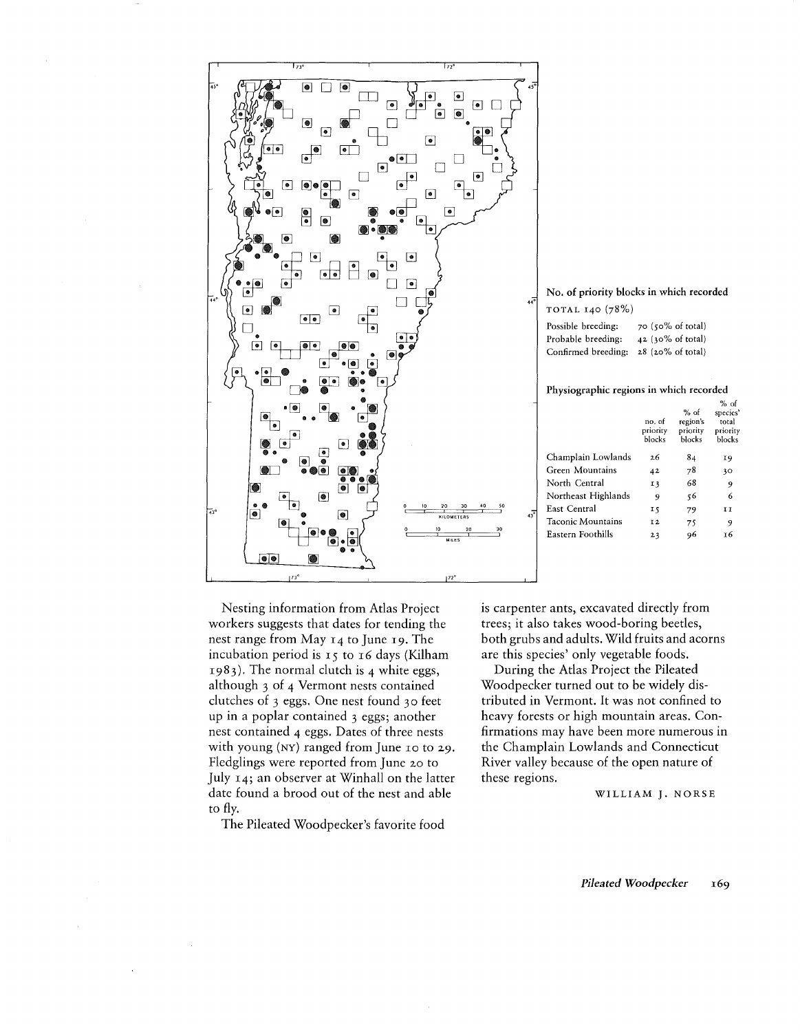73° 72°

45° 45°

44° 44°

43° 43°

0 10 20 30 40 50
KILOMETERS

0 10 20 30
MILES

73° 72°

**No. of priority blocks in which recorded**

TOTAL 140 (78%)

Possible breeding: 70 (50% of total)
Probable breeding: 42 (30% of total)
Confirmed breeding: 28 (20% of total)

**Physiographic regions in which recorded**

| | no. of priority blocks | % of region's priority blocks | % of species' total priority blocks |
|---|---|---|---|
| Champlain Lowlands | 26 | 84 | 19 |
| Green Mountains | 42 | 78 | 30 |
| North Central | 13 | 68 | 9 |
| Northeast Highlands | 9 | 56 | 6 |
| East Central | 15 | 79 | 11 |
| Taconic Mountains | 12 | 75 | 9 |
| Eastern Foothills | 23 | 96 | 16 |

Nesting information from Atlas Project workers suggests that dates for tending the nest range from May 14 to June 19. The incubation period is 15 to 16 days (Kilham 1983). The normal clutch is 4 white eggs, although 3 of 4 Vermont nests contained clutches of 3 eggs. One nest found 30 feet up in a poplar contained 3 eggs; another nest contained 4 eggs. Dates of three nests with young (NY) ranged from June 10 to 29. Fledglings were reported from June 20 to July 14; an observer at Winhall on the latter date found a brood out of the nest and able to fly.

The Pileated Woodpecker's favorite food is carpenter ants, excavated directly from trees; it also takes wood-boring beetles, both grubs and adults. Wild fruits and acorns are this species' only vegetable foods.

During the Atlas Project the Pileated Woodpecker turned out to be widely distributed in Vermont. It was not confined to heavy forests or high mountain areas. Confirmations may have been more numerous in the Champlain Lowlands and Connecticut River valley because of the open nature of these regions.

WILLIAM J. NORSE